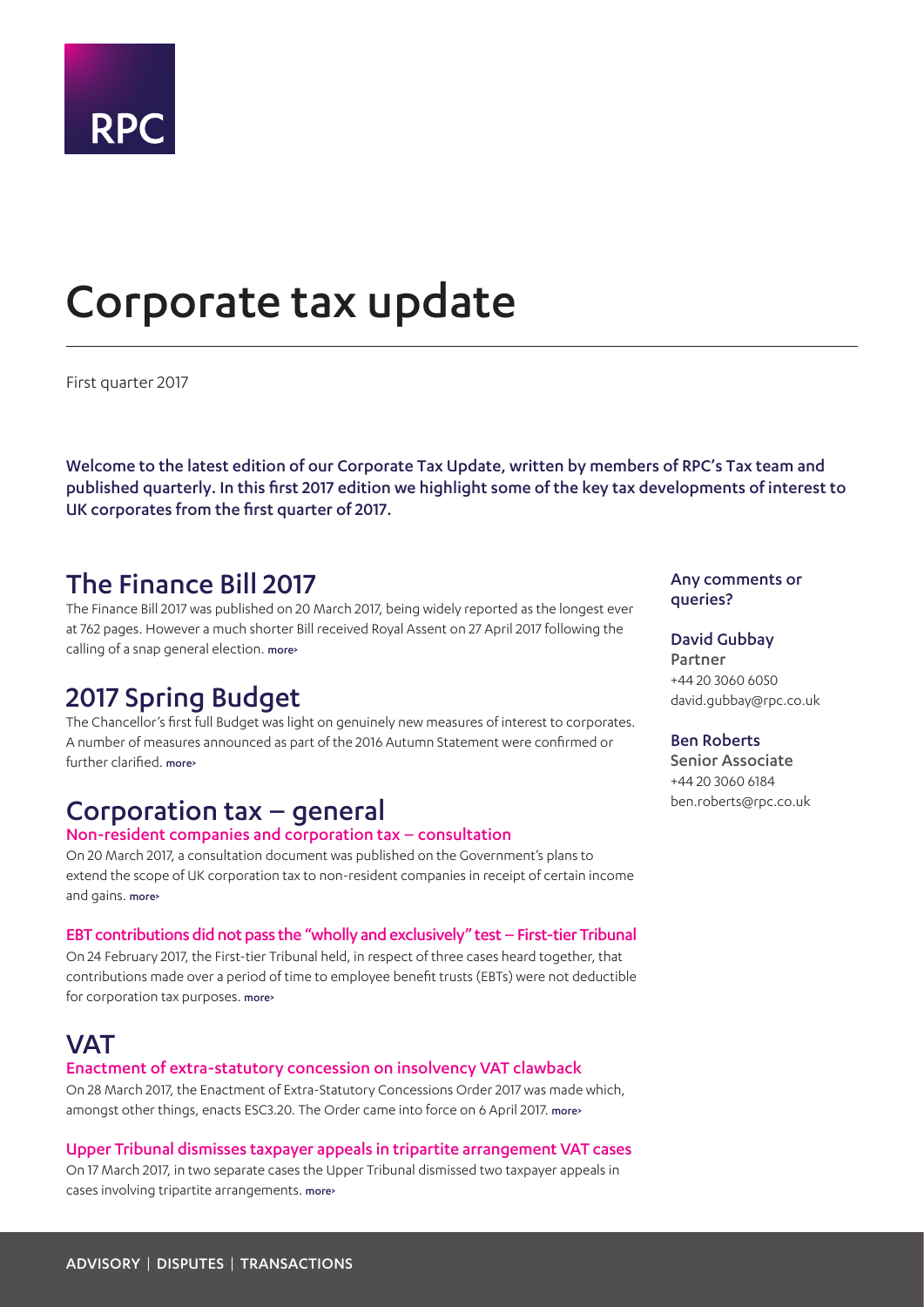RPC

# Corporate tax update

First quarter 2017

**Welcome to the latest edition of our Corporate Tax Update, written by members of RPC's Tax team and published quarterly. In this first 2017 edition we highlight some of the key tax developments of interest to UK corporates from the first quarter of 2017.**

## The Finance Bill 2017

The Finance Bill 2017 was published on 20 March 2017, being widely reported as the longest ever at 762 pages. However a much shorter Bill received Royal Assent on 27 April 2017 following the calling of a snap general election. more>

## 2017 Spring Budget

The Chancellor's first full Budget was light on genuinely new measures of interest to corporates. A number of measures announced as part of the 2016 Autumn Statement were confirmed or further clarified. more>

## Corporation tax – general

### Non-resident companies and corporation tax – consultation

On 20 March 2017, a consultation document was published on the Government's plans to extend the scope of UK corporation tax to non-resident companies in receipt of certain income and gains. more>

### EBT contributions did not pass the "wholly and exclusively" test – First-tier Tribunal

On 24 February 2017, the First-tier Tribunal held, in respect of three cases heard together, that contributions made over a period of time to employee benefit trusts (EBTs) were not deductible for corporation tax purposes. more>

## VAT

### Enactment of extra-statutory concession on insolvency VAT clawback

On 28 March 2017, the Enactment of Extra-Statutory Concessions Order 2017 was made which, amongst other things, enacts ESC3.20. The Order came into force on 6 April 2017. more>

### Upper Tribunal dismisses taxpayer appeals in tripartite arrangement VAT cases

On 17 March 2017, in two separate cases the Upper Tribunal dismissed two taxpayer appeals in cases involving tripartite arrangements. more>

**Any comments or queries?**

**David Gubbay**
Partner
+44 20 3060 6050
david.gubbay@rpc.co.uk

**Ben Roberts**
Senior Associate
+44 20 3060 6184
ben.roberts@rpc.co.uk

ADVISORY | DISPUTES | TRANSACTIONS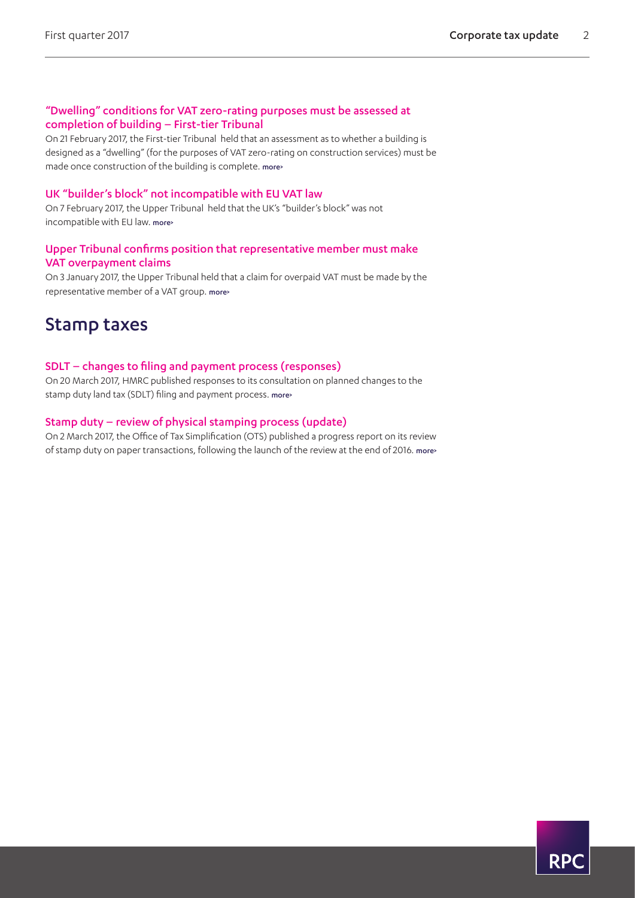### "Dwelling" conditions for VAT zero-rating purposes must be assessed at completion of building – First-tier Tribunal

On 21 February 2017, the First-tier Tribunal held that an assessment as to whether a building is designed as a "dwelling" (for the purposes of VAT zero-rating on construction services) must be made once construction of the building is complete. more›

### UK "builder's block" not incompatible with EU VAT law

On 7 February 2017, the Upper Tribunal held that the UK's "builder's block" was not incompatible with EU law. more›

### Upper Tribunal confirms position that representative member must make VAT overpayment claims

On 3 January 2017, the Upper Tribunal held that a claim for overpaid VAT must be made by the representative member of a VAT group. more›

## Stamp taxes

### SDLT – changes to filing and payment process (responses)

On 20 March 2017, HMRC published responses to its consultation on planned changes to the stamp duty land tax (SDLT) filing and payment process. more›

### Stamp duty – review of physical stamping process (update)

On 2 March 2017, the Office of Tax Simplification (OTS) published a progress report on its review of stamp duty on paper transactions, following the launch of the review at the end of 2016. more›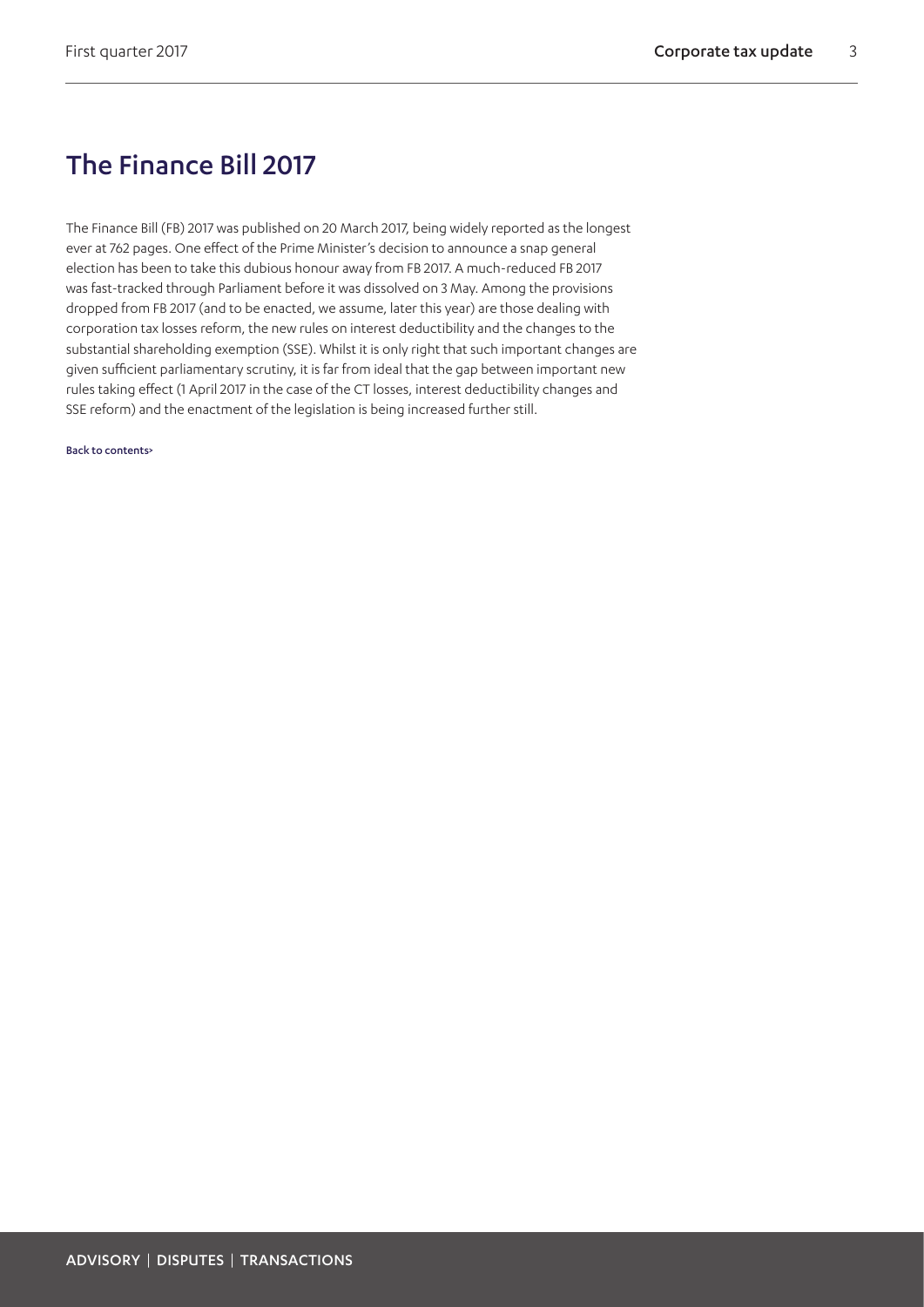# The Finance Bill 2017

The Finance Bill (FB) 2017 was published on 20 March 2017, being widely reported as the longest ever at 762 pages. One effect of the Prime Minister's decision to announce a snap general election has been to take this dubious honour away from FB 2017. A much-reduced FB 2017 was fast-tracked through Parliament before it was dissolved on 3 May. Among the provisions dropped from FB 2017 (and to be enacted, we assume, later this year) are those dealing with corporation tax losses reform, the new rules on interest deductibility and the changes to the substantial shareholding exemption (SSE). Whilst it is only right that such important changes are given sufficient parliamentary scrutiny, it is far from ideal that the gap between important new rules taking effect (1 April 2017 in the case of the CT losses, interest deductibility changes and SSE reform) and the enactment of the legislation is being increased further still.

Back to contents>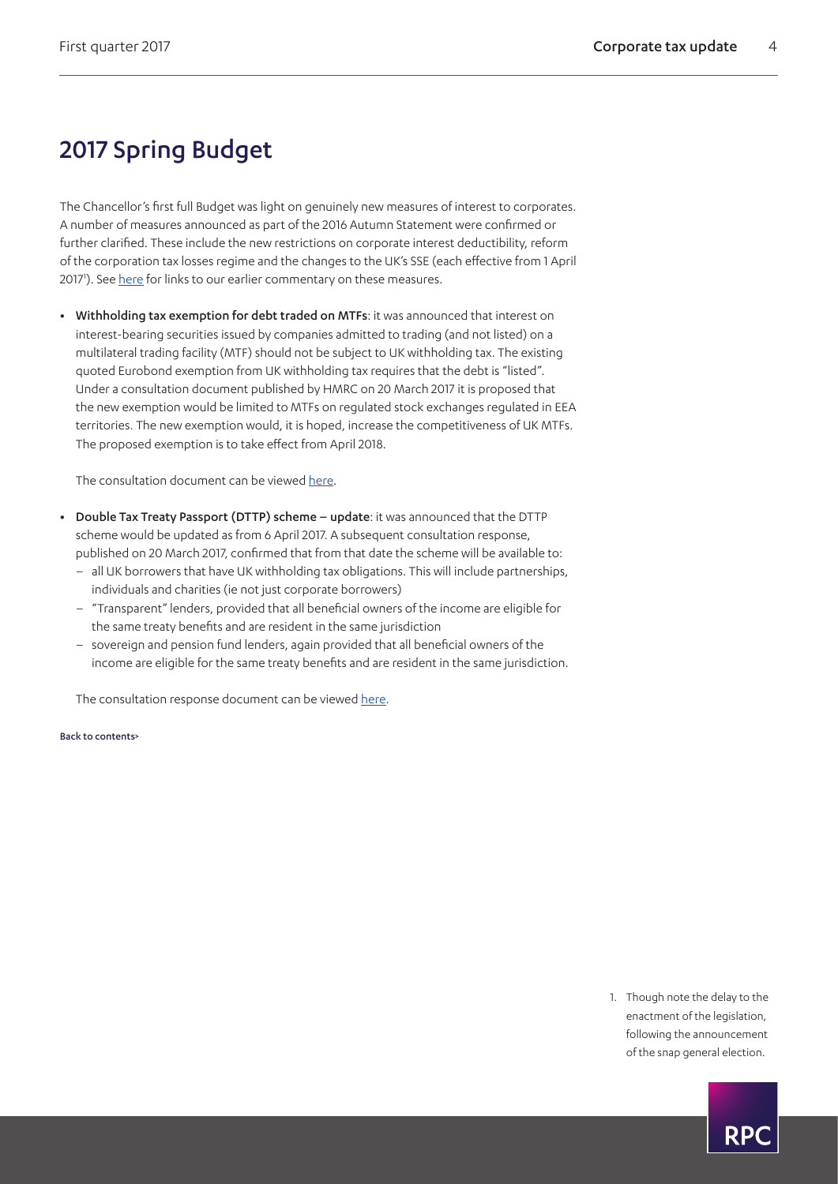# 2017 Spring Budget

The Chancellor's first full Budget was light on genuinely new measures of interest to corporates. A number of measures announced as part of the 2016 Autumn Statement were confirmed or further clarified. These include the new restrictions on corporate interest deductibility, reform of the corporation tax losses regime and the changes to the UK's SSE (each effective from 1 April 2017[1]). See here for links to our earlier commentary on these measures.

- **Withholding tax exemption for debt traded on MTFs**: it was announced that interest on interest-bearing securities issued by companies admitted to trading (and not listed) on a multilateral trading facility (MTF) should not be subject to UK withholding tax. The existing quoted Eurobond exemption from UK withholding tax requires that the debt is "listed". Under a consultation document published by HMRC on 20 March 2017 it is proposed that the new exemption would be limited to MTFs on regulated stock exchanges regulated in EEA territories. The new exemption would, it is hoped, increase the competitiveness of UK MTFs. The proposed exemption is to take effect from April 2018.

  The consultation document can be viewed here.

- **Double Tax Treaty Passport (DTTP) scheme – update**: it was announced that the DTTP scheme would be updated as from 6 April 2017. A subsequent consultation response, published on 20 March 2017, confirmed that from that date the scheme will be available to:
  - all UK borrowers that have UK withholding tax obligations. This will include partnerships, individuals and charities (ie not just corporate borrowers)
  - "Transparent" lenders, provided that all beneficial owners of the income are eligible for the same treaty benefits and are resident in the same jurisdiction
  - sovereign and pension fund lenders, again provided that all beneficial owners of the income are eligible for the same treaty benefits and are resident in the same jurisdiction.

  The consultation response document can be viewed here.

Back to contents>

1. Though note the delay to the enactment of the legislation, following the announcement of the snap general election.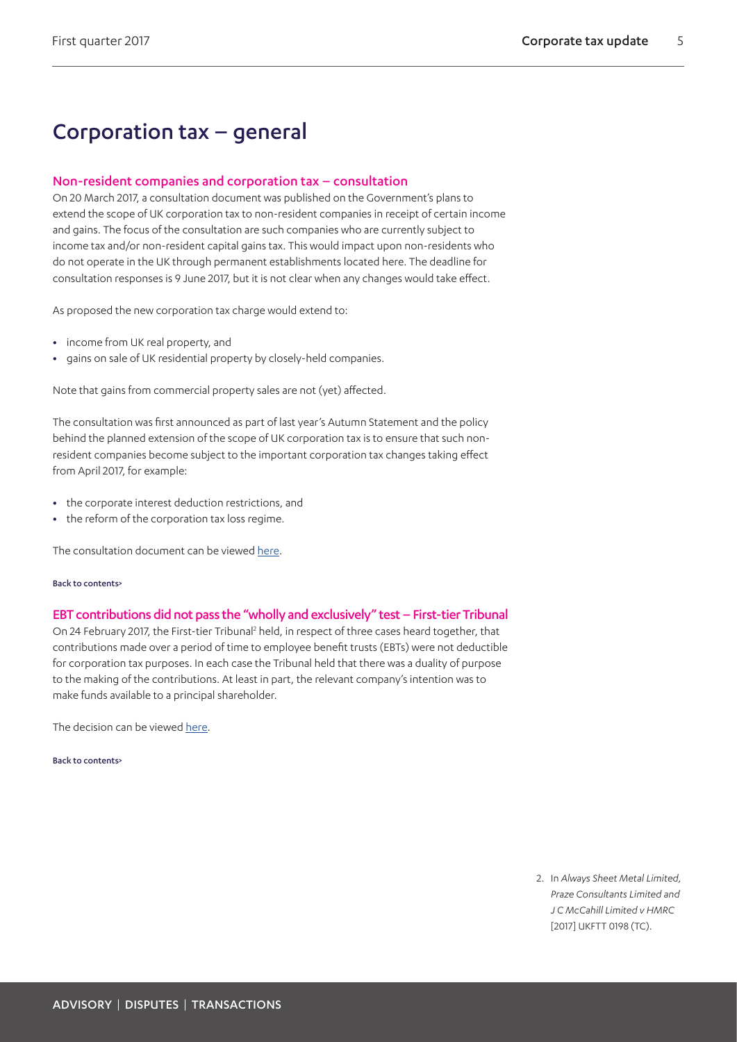# Corporation tax – general

## Non-resident companies and corporation tax – consultation

On 20 March 2017, a consultation document was published on the Government's plans to extend the scope of UK corporation tax to non-resident companies in receipt of certain income and gains. The focus of the consultation are such companies who are currently subject to income tax and/or non-resident capital gains tax. This would impact upon non-residents who do not operate in the UK through permanent establishments located here. The deadline for consultation responses is 9 June 2017, but it is not clear when any changes would take effect.

As proposed the new corporation tax charge would extend to:

- income from UK real property, and
- gains on sale of UK residential property by closely-held companies.

Note that gains from commercial property sales are not (yet) affected.

The consultation was first announced as part of last year's Autumn Statement and the policy behind the planned extension of the scope of UK corporation tax is to ensure that such non-resident companies become subject to the important corporation tax changes taking effect from April 2017, for example:

- the corporate interest deduction restrictions, and
- the reform of the corporation tax loss regime.

The consultation document can be viewed here.

Back to contents>

## EBT contributions did not pass the "wholly and exclusively" test – First-tier Tribunal

On 24 February 2017, the First-tier Tribunal[2] held, in respect of three cases heard together, that contributions made over a period of time to employee benefit trusts (EBTs) were not deductible for corporation tax purposes. In each case the Tribunal held that there was a duality of purpose to the making of the contributions. At least in part, the relevant company's intention was to make funds available to a principal shareholder.

The decision can be viewed here.

Back to contents>

2. In *Always Sheet Metal Limited, Praze Consultants Limited and J C McCahill Limited v HMRC* [2017] UKFTT 0198 (TC).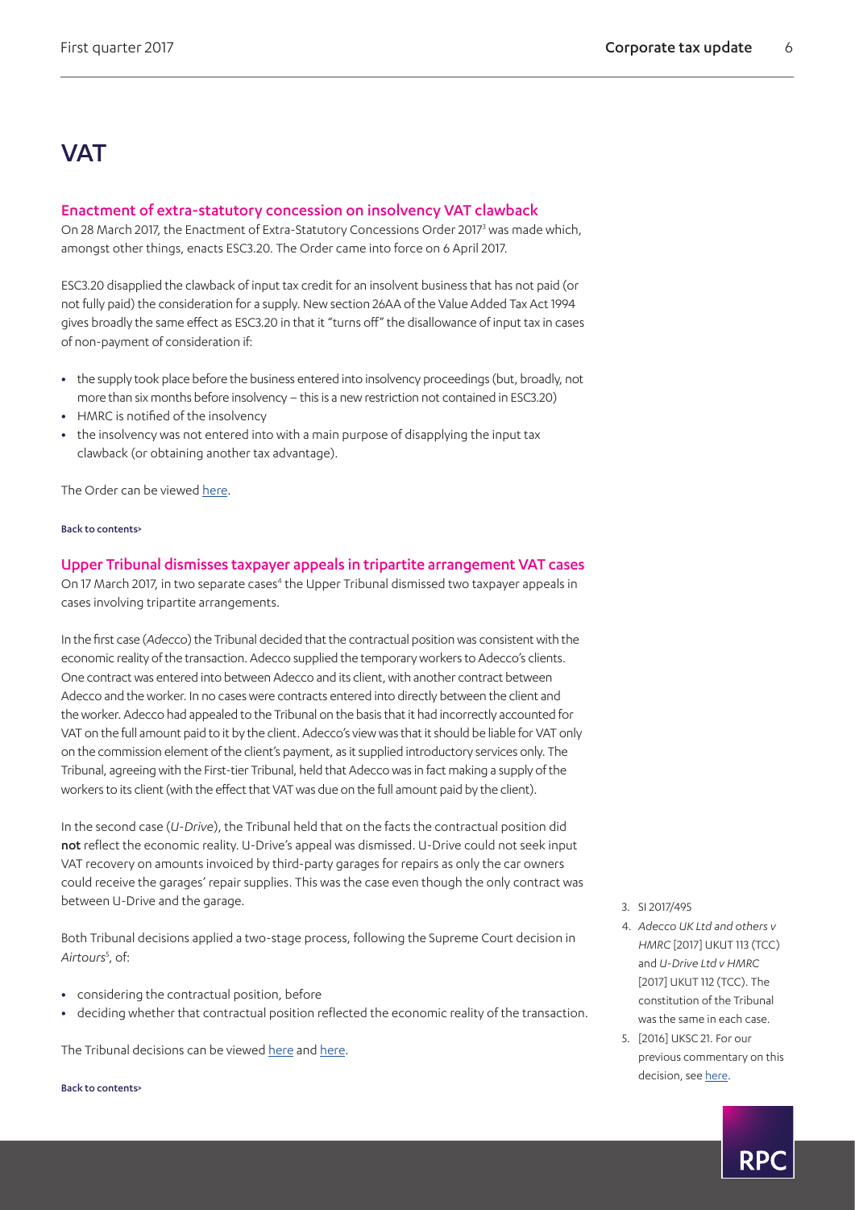# VAT

## Enactment of extra-statutory concession on insolvency VAT clawback

On 28 March 2017, the Enactment of Extra-Statutory Concessions Order 2017[3] was made which, amongst other things, enacts ESC3.20. The Order came into force on 6 April 2017.

ESC3.20 disapplied the clawback of input tax credit for an insolvent business that has not paid (or not fully paid) the consideration for a supply. New section 26AA of the Value Added Tax Act 1994 gives broadly the same effect as ESC3.20 in that it "turns off" the disallowance of input tax in cases of non-payment of consideration if:

- the supply took place before the business entered into insolvency proceedings (but, broadly, not more than six months before insolvency – this is a new restriction not contained in ESC3.20)
- HMRC is notified of the insolvency
- the insolvency was not entered into with a main purpose of disapplying the input tax clawback (or obtaining another tax advantage).

The Order can be viewed here.

Back to contents>

## Upper Tribunal dismisses taxpayer appeals in tripartite arrangement VAT cases

On 17 March 2017, in two separate cases[4] the Upper Tribunal dismissed two taxpayer appeals in cases involving tripartite arrangements.

In the first case (*Adecco*) the Tribunal decided that the contractual position was consistent with the economic reality of the transaction. Adecco supplied the temporary workers to Adecco's clients. One contract was entered into between Adecco and its client, with another contract between Adecco and the worker. In no cases were contracts entered into directly between the client and the worker. Adecco had appealed to the Tribunal on the basis that it had incorrectly accounted for VAT on the full amount paid to it by the client. Adecco's view was that it should be liable for VAT only on the commission element of the client's payment, as it supplied introductory services only. The Tribunal, agreeing with the First-tier Tribunal, held that Adecco was in fact making a supply of the workers to its client (with the effect that VAT was due on the full amount paid by the client).

In the second case (*U-Drive*), the Tribunal held that on the facts the contractual position did **not** reflect the economic reality. U-Drive's appeal was dismissed. U-Drive could not seek input VAT recovery on amounts invoiced by third-party garages for repairs as only the car owners could receive the garages' repair supplies. This was the case even though the only contract was between U-Drive and the garage.

Both Tribunal decisions applied a two-stage process, following the Supreme Court decision in *Airtours*[5], of:

- considering the contractual position, before
- deciding whether that contractual position reflected the economic reality of the transaction.

The Tribunal decisions can be viewed here and here.

Back to contents>

---

3. SI 2017/495
4. *Adecco UK Ltd and others v HMRC* [2017] UKUT 113 (TCC) and *U-Drive Ltd v HMRC* [2017] UKUT 112 (TCC). The constitution of the Tribunal was the same in each case.
5. [2016] UKSC 21. For our previous commentary on this decision, see here.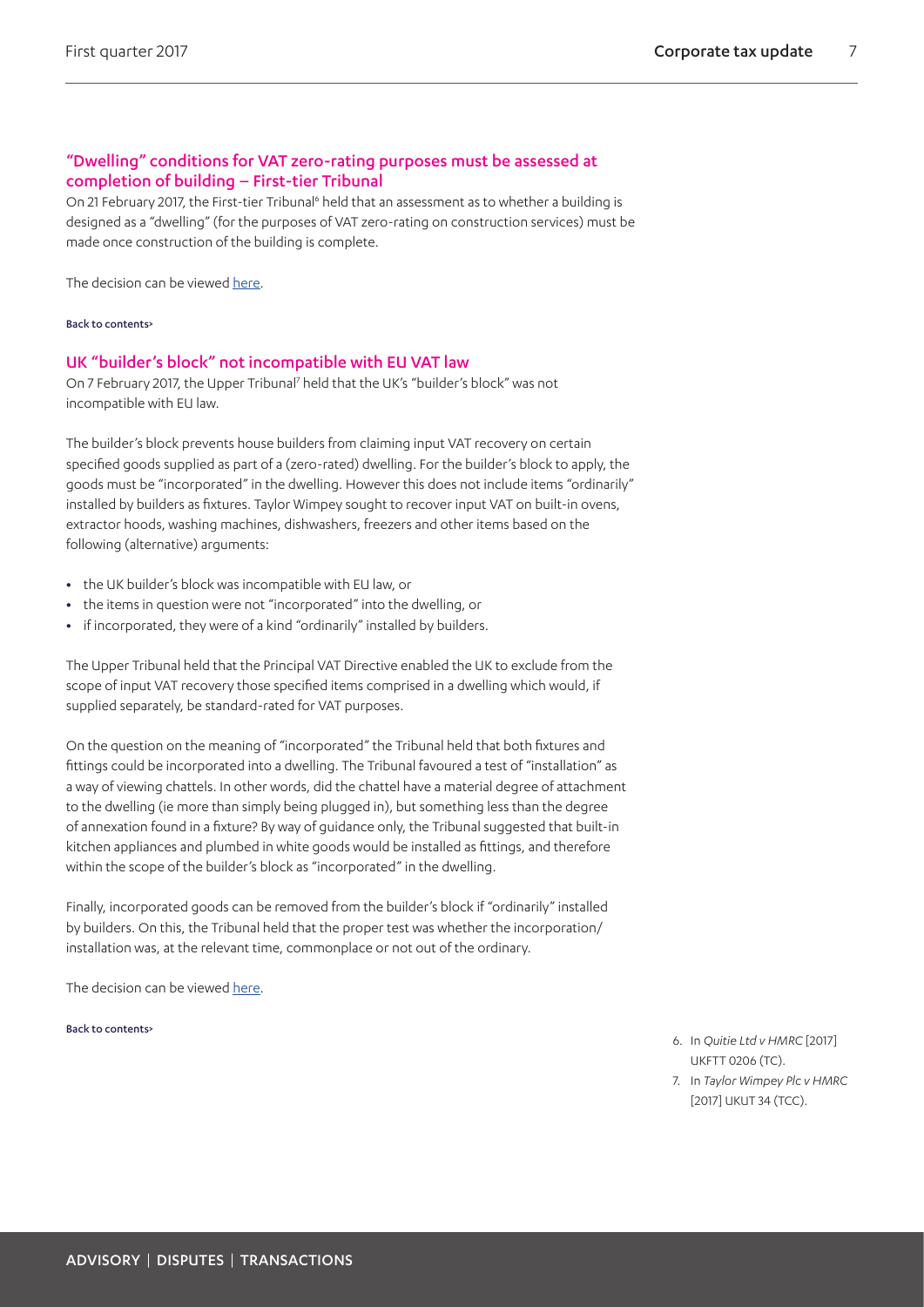## "Dwelling" conditions for VAT zero-rating purposes must be assessed at completion of building – First-tier Tribunal

On 21 February 2017, the First-tier Tribunal[6] held that an assessment as to whether a building is designed as a "dwelling" (for the purposes of VAT zero-rating on construction services) must be made once construction of the building is complete.

The decision can be viewed here.

Back to contents>

## UK "builder's block" not incompatible with EU VAT law

On 7 February 2017, the Upper Tribunal[7] held that the UK's "builder's block" was not incompatible with EU law.

The builder's block prevents house builders from claiming input VAT recovery on certain specified goods supplied as part of a (zero-rated) dwelling. For the builder's block to apply, the goods must be "incorporated" in the dwelling. However this does not include items "ordinarily" installed by builders as fixtures. Taylor Wimpey sought to recover input VAT on built-in ovens, extractor hoods, washing machines, dishwashers, freezers and other items based on the following (alternative) arguments:

- the UK builder's block was incompatible with EU law, or
- the items in question were not "incorporated" into the dwelling, or
- if incorporated, they were of a kind "ordinarily" installed by builders.

The Upper Tribunal held that the Principal VAT Directive enabled the UK to exclude from the scope of input VAT recovery those specified items comprised in a dwelling which would, if supplied separately, be standard-rated for VAT purposes.

On the question on the meaning of "incorporated" the Tribunal held that both fixtures and fittings could be incorporated into a dwelling. The Tribunal favoured a test of "installation" as a way of viewing chattels. In other words, did the chattel have a material degree of attachment to the dwelling (ie more than simply being plugged in), but something less than the degree of annexation found in a fixture? By way of guidance only, the Tribunal suggested that built-in kitchen appliances and plumbed in white goods would be installed as fittings, and therefore within the scope of the builder's block as "incorporated" in the dwelling.

Finally, incorporated goods can be removed from the builder's block if "ordinarily" installed by builders. On this, the Tribunal held that the proper test was whether the incorporation/installation was, at the relevant time, commonplace or not out of the ordinary.

The decision can be viewed here.

Back to contents>

6. In *Quitie Ltd v HMRC* [2017] UKFTT 0206 (TC).
7. In *Taylor Wimpey Plc v HMRC* [2017] UKUT 34 (TCC).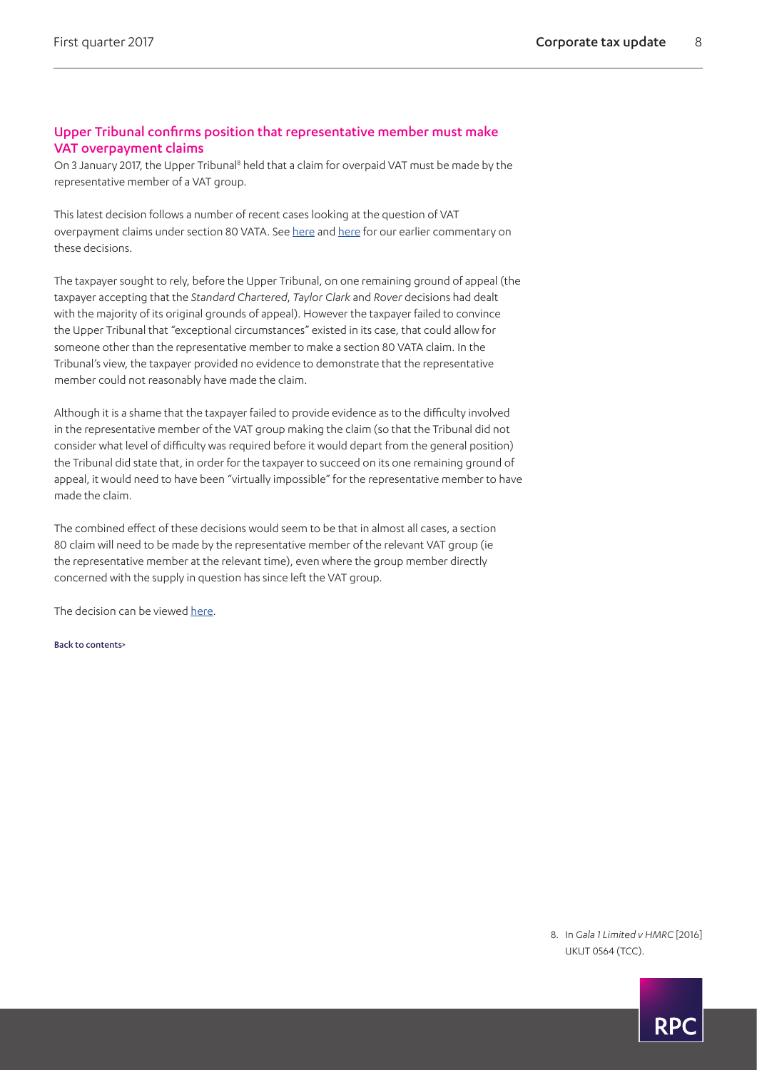## Upper Tribunal confirms position that representative member must make VAT overpayment claims

On 3 January 2017, the Upper Tribunal[8] held that a claim for overpaid VAT must be made by the representative member of a VAT group.

This latest decision follows a number of recent cases looking at the question of VAT overpayment claims under section 80 VATA. See here and here for our earlier commentary on these decisions.

The taxpayer sought to rely, before the Upper Tribunal, on one remaining ground of appeal (the taxpayer accepting that the *Standard Chartered*, *Taylor Clark* and *Rover* decisions had dealt with the majority of its original grounds of appeal). However the taxpayer failed to convince the Upper Tribunal that "exceptional circumstances" existed in its case, that could allow for someone other than the representative member to make a section 80 VATA claim. In the Tribunal's view, the taxpayer provided no evidence to demonstrate that the representative member could not reasonably have made the claim.

Although it is a shame that the taxpayer failed to provide evidence as to the difficulty involved in the representative member of the VAT group making the claim (so that the Tribunal did not consider what level of difficulty was required before it would depart from the general position) the Tribunal did state that, in order for the taxpayer to succeed on its one remaining ground of appeal, it would need to have been "virtually impossible" for the representative member to have made the claim.

The combined effect of these decisions would seem to be that in almost all cases, a section 80 claim will need to be made by the representative member of the relevant VAT group (ie the representative member at the relevant time), even where the group member directly concerned with the supply in question has since left the VAT group.

The decision can be viewed here.

Back to contents>

8. In *Gala 1 Limited v HMRC* [2016] UKUT 0564 (TCC).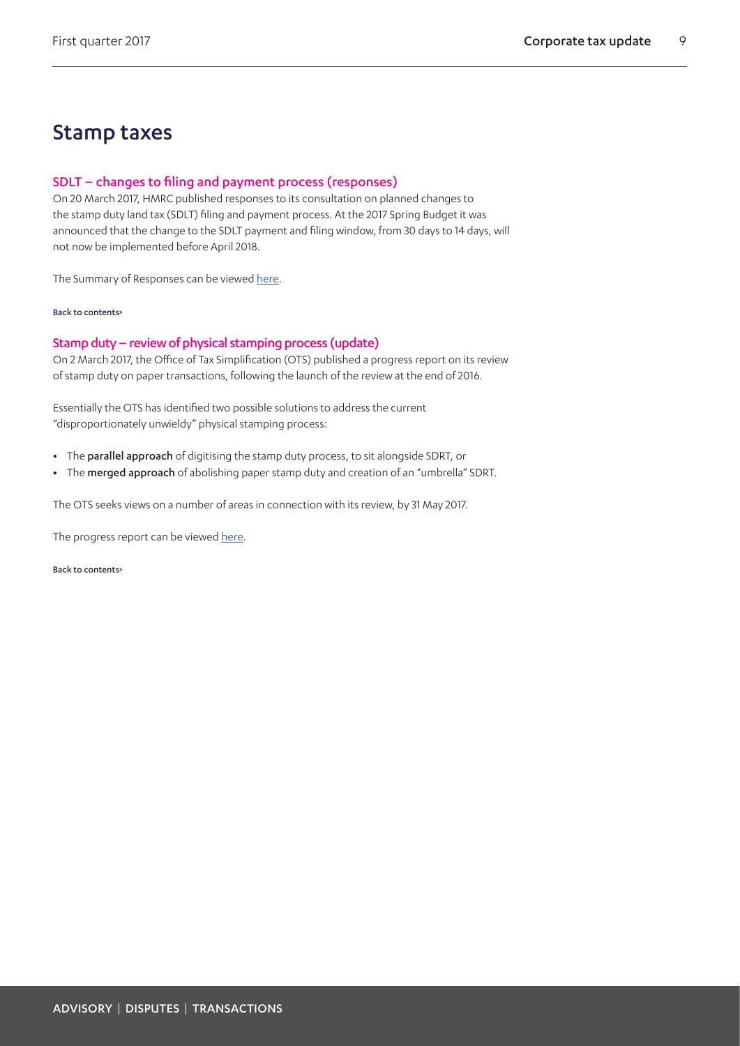# Stamp taxes

### SDLT – changes to filing and payment process (responses)

On 20 March 2017, HMRC published responses to its consultation on planned changes to the stamp duty land tax (SDLT) filing and payment process. At the 2017 Spring Budget it was announced that the change to the SDLT payment and filing window, from 30 days to 14 days, will not now be implemented before April 2018.

The Summary of Responses can be viewed here.

Back to contents>

### Stamp duty – review of physical stamping process (update)

On 2 March 2017, the Office of Tax Simplification (OTS) published a progress report on its review of stamp duty on paper transactions, following the launch of the review at the end of 2016.

Essentially the OTS has identified two possible solutions to address the current "disproportionately unwieldy" physical stamping process:

- The **parallel approach** of digitising the stamp duty process, to sit alongside SDRT, or
- The **merged approach** of abolishing paper stamp duty and creation of an "umbrella" SDRT.

The OTS seeks views on a number of areas in connection with its review, by 31 May 2017.

The progress report can be viewed here.

Back to contents>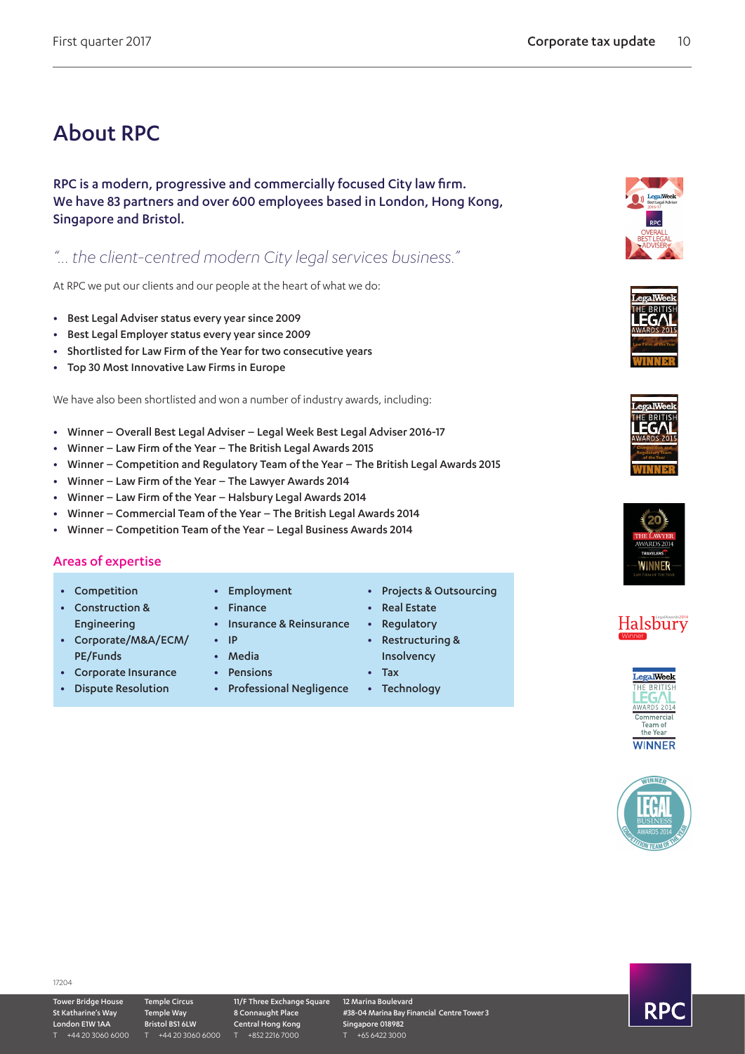# About RPC

**RPC is a modern, progressive and commercially focused City law firm. We have 83 partners and over 600 employees based in London, Hong Kong, Singapore and Bristol.**

*"... the client-centred modern City legal services business."*

At RPC we put our clients and our people at the heart of what we do:

- Best Legal Adviser status every year since 2009
- Best Legal Employer status every year since 2009
- Shortlisted for Law Firm of the Year for two consecutive years
- Top 30 Most Innovative Law Firms in Europe

We have also been shortlisted and won a number of industry awards, including:

- Winner – Overall Best Legal Adviser – Legal Week Best Legal Adviser 2016-17
- Winner – Law Firm of the Year – The British Legal Awards 2015
- Winner – Competition and Regulatory Team of the Year – The British Legal Awards 2015
- Winner – Law Firm of the Year – The Lawyer Awards 2014
- Winner – Law Firm of the Year – Halsbury Legal Awards 2014
- Winner – Commercial Team of the Year – The British Legal Awards 2014
- Winner – Competition Team of the Year – Legal Business Awards 2014

## Areas of expertise

- Competition
- Construction & Engineering
- Corporate/M&A/ECM/PE/Funds
- Corporate Insurance
- Dispute Resolution
- Employment
- Finance
- Insurance & Reinsurance
- IP
- Media
- Pensions
- Professional Negligence
- Projects & Outsourcing
- Real Estate
- Regulatory
- Restructuring & Insolvency
- Tax
- Technology

17204

Tower Bridge House
St Katharine's Way
London E1W 1AA
T +44 20 3060 6000

Temple Circus
Temple Way
Bristol BS1 6LW
T +44 20 3060 6000

11/F Three Exchange Square
8 Connaught Place
Central Hong Kong
T +852 2216 7000

12 Marina Boulevard
#38-04 Marina Bay Financial Centre Tower 3
Singapore 018982
T +65 6422 3000